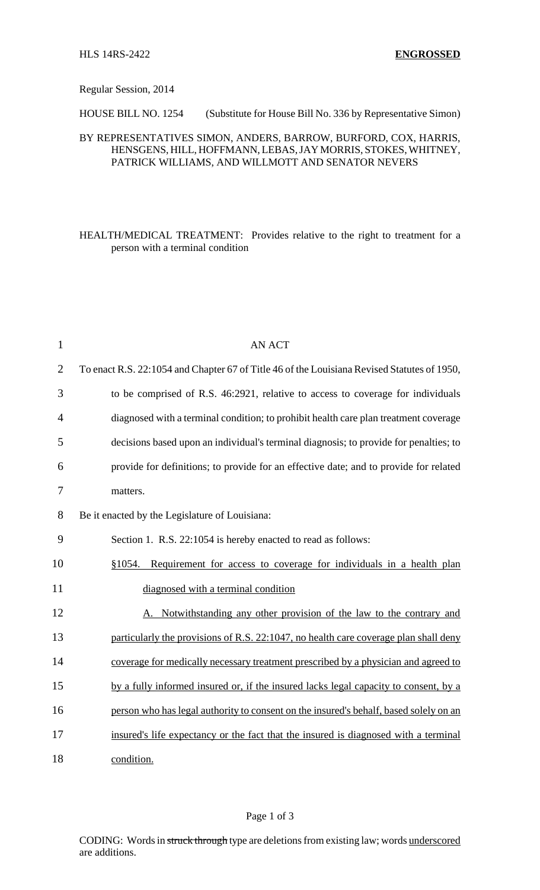HLS 14RS-2422 **ENGROSSED**

Regular Session, 2014

HOUSE BILL NO. 1254 (Substitute for House Bill No. 336 by Representative Simon)

BY REPRESENTATIVES SIMON, ANDERS, BARROW, BURFORD, COX, HARRIS, HENSGENS, HILL, HOFFMANN, LEBAS, JAY MORRIS, STOKES, WHITNEY, PATRICK WILLIAMS, AND WILLMOTT AND SENATOR NEVERS

HEALTH/MEDICAL TREATMENT: Provides relative to the right to treatment for a person with a terminal condition

AN ACT

To enact R.S. 22:1054 and Chapter 67 of Title 46 of the Louisiana Revised Statutes of 1950, to be comprised of R.S. 46:2921, relative to access to coverage for individuals diagnosed with a terminal condition; to prohibit health care plan treatment coverage decisions based upon an individual's terminal diagnosis; to provide for penalties; to provide for definitions; to provide for an effective date; and to provide for related matters.

Be it enacted by the Legislature of Louisiana:

Section 1. R.S. 22:1054 is hereby enacted to read as follows:

<u>§1054. Requirement for access to coverage for individuals in a health plan diagnosed with a terminal condition</u>

<u>A. Notwithstanding any other provision of the law to the contrary and particularly the provisions of R.S. 22:1047, no health care coverage plan shall deny coverage for medically necessary treatment prescribed by a physician and agreed to by a fully informed insured or, if the insured lacks legal capacity to consent, by a person who has legal authority to consent on the insured's behalf, based solely on an insured's life expectancy or the fact that the insured is diagnosed with a terminal condition.</u>

CODING: Words in ~~struck through~~ type are deletions from existing law; words <u>underscored</u> are additions.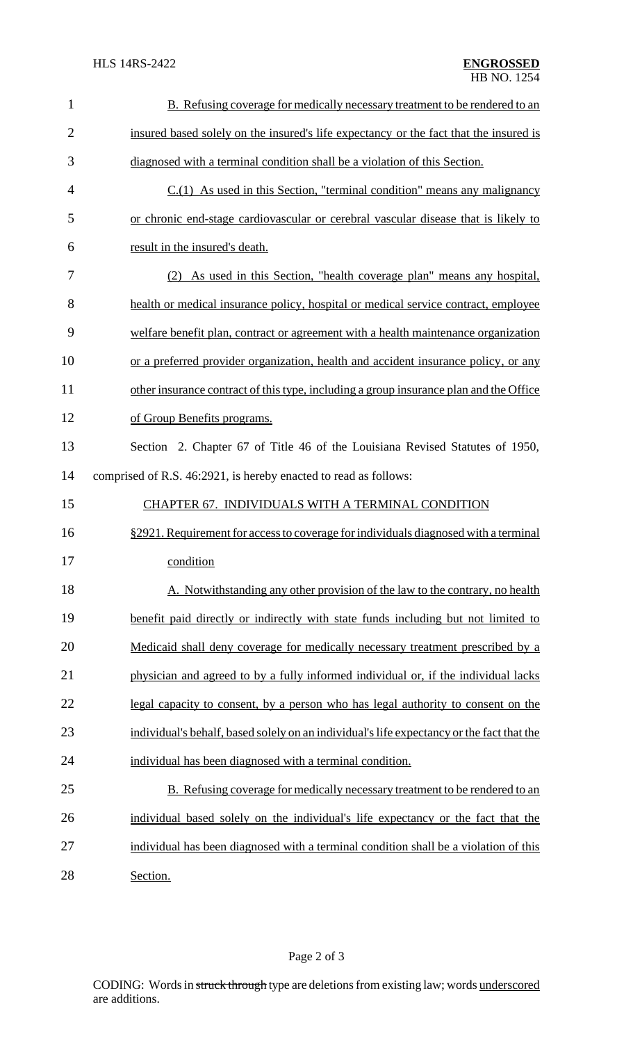B. Refusing coverage for medically necessary treatment to be rendered to an insured based solely on the insured's life expectancy or the fact that the insured is diagnosed with a terminal condition shall be a violation of this Section.

C.(1) As used in this Section, "terminal condition" means any malignancy or chronic end-stage cardiovascular or cerebral vascular disease that is likely to result in the insured's death.

(2) As used in this Section, "health coverage plan" means any hospital, health or medical insurance policy, hospital or medical service contract, employee welfare benefit plan, contract or agreement with a health maintenance organization or a preferred provider organization, health and accident insurance policy, or any other insurance contract of this type, including a group insurance plan and the Office of Group Benefits programs.

Section 2. Chapter 67 of Title 46 of the Louisiana Revised Statutes of 1950, comprised of R.S. 46:2921, is hereby enacted to read as follows:

CHAPTER 67. INDIVIDUALS WITH A TERMINAL CONDITION

§2921. Requirement for access to coverage for individuals diagnosed with a terminal condition

A. Notwithstanding any other provision of the law to the contrary, no health benefit paid directly or indirectly with state funds including but not limited to Medicaid shall deny coverage for medically necessary treatment prescribed by a physician and agreed to by a fully informed individual or, if the individual lacks legal capacity to consent, by a person who has legal authority to consent on the individual's behalf, based solely on an individual's life expectancy or the fact that the individual has been diagnosed with a terminal condition.

B. Refusing coverage for medically necessary treatment to be rendered to an individual based solely on the individual's life expectancy or the fact that the individual has been diagnosed with a terminal condition shall be a violation of this Section.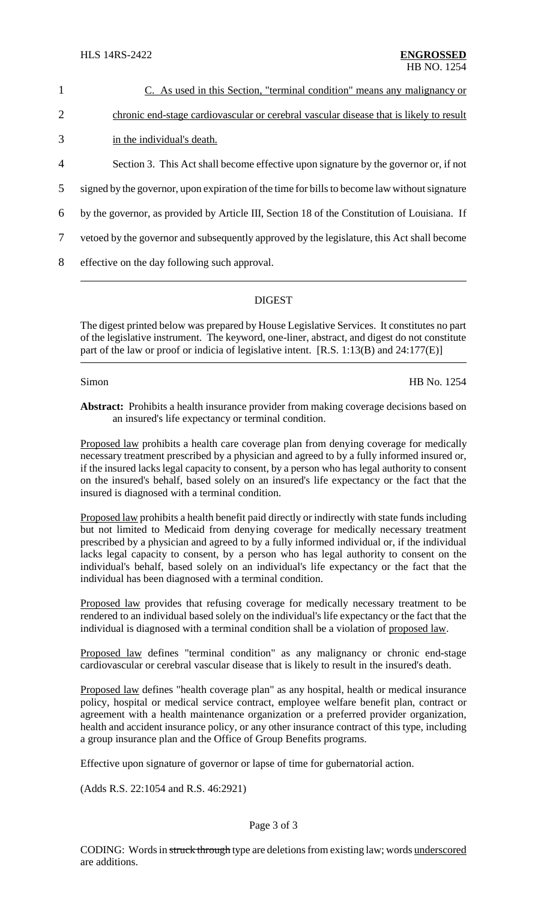C. As used in this Section, "terminal condition" means any malignancy or chronic end-stage cardiovascular or cerebral vascular disease that is likely to result in the individual's death.

Section 3. This Act shall become effective upon signature by the governor or, if not signed by the governor, upon expiration of the time for bills to become law without signature by the governor, as provided by Article III, Section 18 of the Constitution of Louisiana. If vetoed by the governor and subsequently approved by the legislature, this Act shall become effective on the day following such approval.

---

## DIGEST

The digest printed below was prepared by House Legislative Services. It constitutes no part of the legislative instrument. The keyword, one-liner, abstract, and digest do not constitute part of the law or proof or indicia of legislative intent. [R.S. 1:13(B) and 24:177(E)]

Simon HB No. 1254

**Abstract:** Prohibits a health insurance provider from making coverage decisions based on an insured's life expectancy or terminal condition.

Proposed law prohibits a health care coverage plan from denying coverage for medically necessary treatment prescribed by a physician and agreed to by a fully informed insured or, if the insured lacks legal capacity to consent, by a person who has legal authority to consent on the insured's behalf, based solely on an insured's life expectancy or the fact that the insured is diagnosed with a terminal condition.

Proposed law prohibits a health benefit paid directly or indirectly with state funds including but not limited to Medicaid from denying coverage for medically necessary treatment prescribed by a physician and agreed to by a fully informed individual or, if the individual lacks legal capacity to consent, by a person who has legal authority to consent on the individual's behalf, based solely on an individual's life expectancy or the fact that the individual has been diagnosed with a terminal condition.

Proposed law provides that refusing coverage for medically necessary treatment to be rendered to an individual based solely on the individual's life expectancy or the fact that the individual is diagnosed with a terminal condition shall be a violation of proposed law.

Proposed law defines "terminal condition" as any malignancy or chronic end-stage cardiovascular or cerebral vascular disease that is likely to result in the insured's death.

Proposed law defines "health coverage plan" as any hospital, health or medical insurance policy, hospital or medical service contract, employee welfare benefit plan, contract or agreement with a health maintenance organization or a preferred provider organization, health and accident insurance policy, or any other insurance contract of this type, including a group insurance plan and the Office of Group Benefits programs.

Effective upon signature of governor or lapse of time for gubernatorial action.

(Adds R.S. 22:1054 and R.S. 46:2921)

CODING: Words in struck through type are deletions from existing law; words underscored are additions.